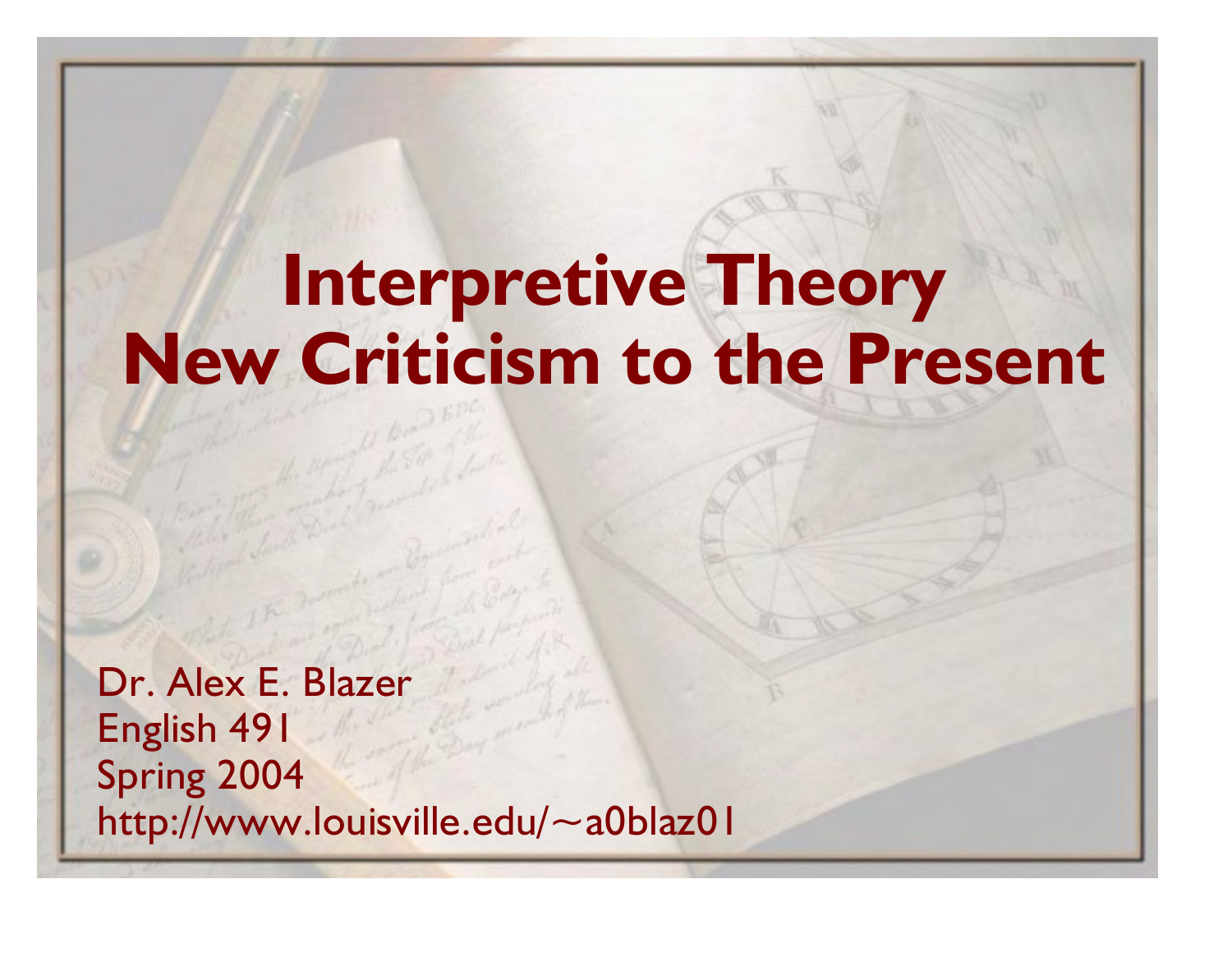# Interpretive Theory
# New Criticism to the Present

Dr. Alex E. Blazer
English 491
Spring 2004
http://www.louisville.edu/~a0blaz01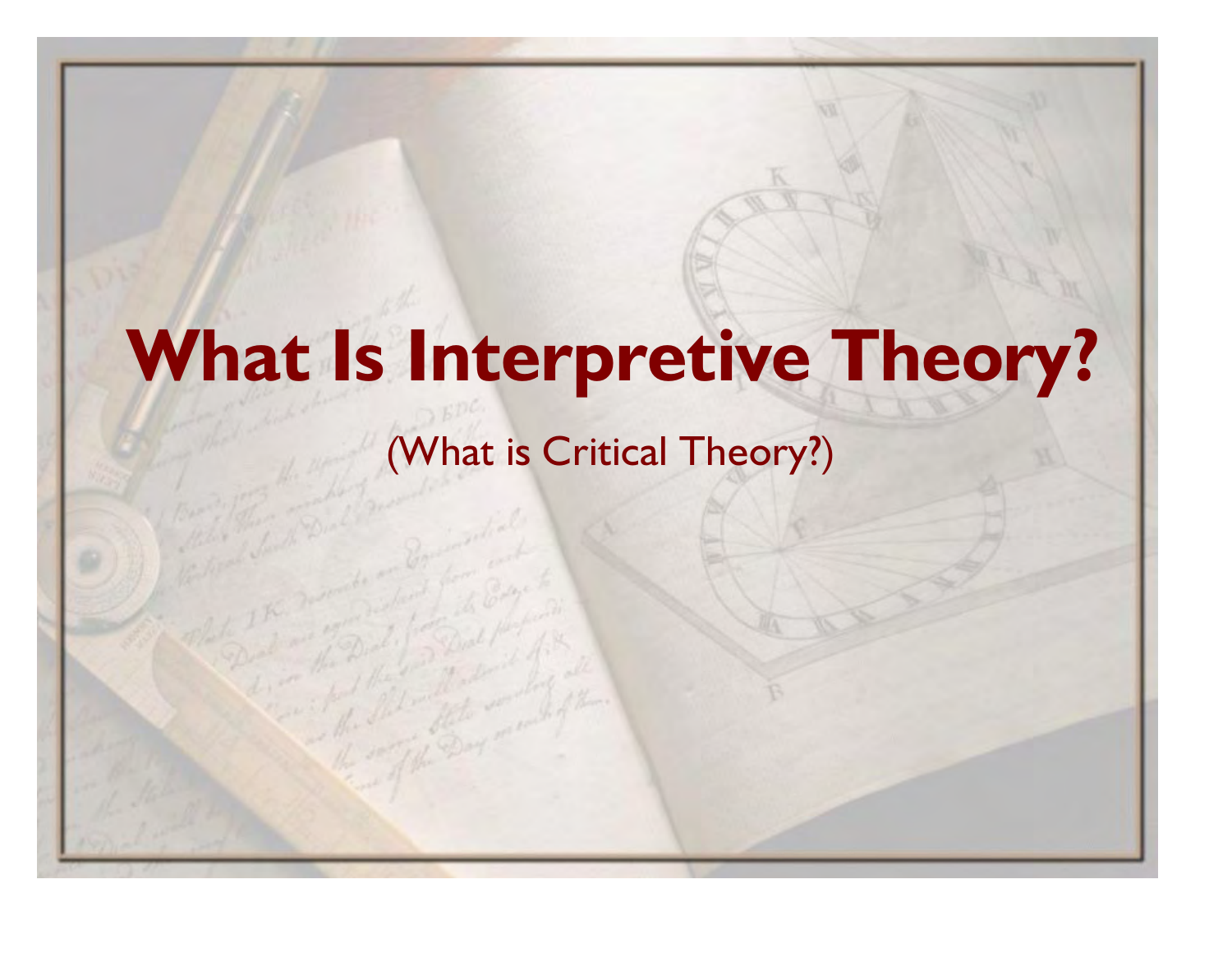# What Is Interpretive Theory?

(What is Critical Theory?)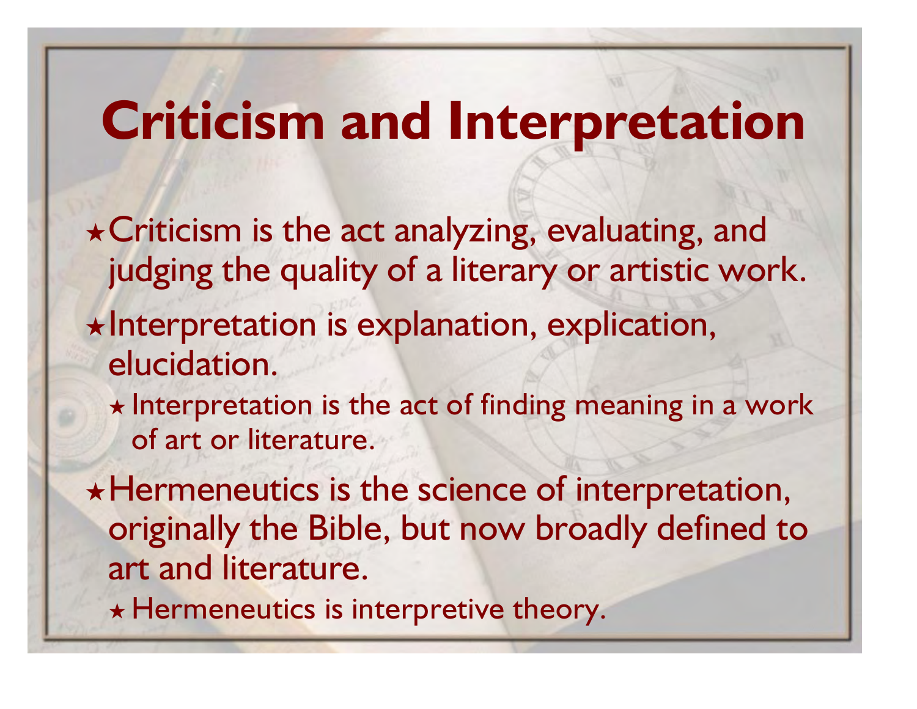# Criticism and Interpretation

- Criticism is the act analyzing, evaluating, and judging the quality of a literary or artistic work.
- Interpretation is explanation, explication, elucidation.
  - Interpretation is the act of finding meaning in a work of art or literature.
- Hermeneutics is the science of interpretation, originally the Bible, but now broadly defined to art and literature.
  - Hermeneutics is interpretive theory.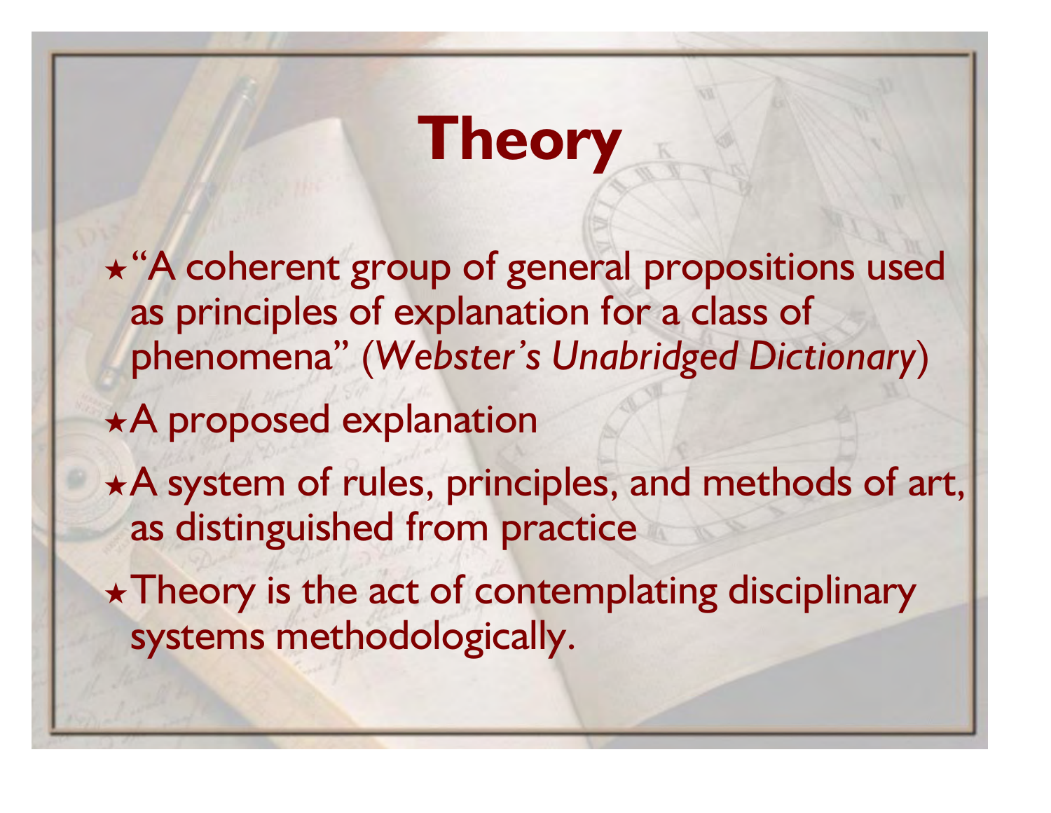# Theory

- "A coherent group of general propositions used as principles of explanation for a class of phenomena" (*Webster's Unabridged Dictionary*)
- A proposed explanation
- A system of rules, principles, and methods of art, as distinguished from practice
- Theory is the act of contemplating disciplinary systems methodologically.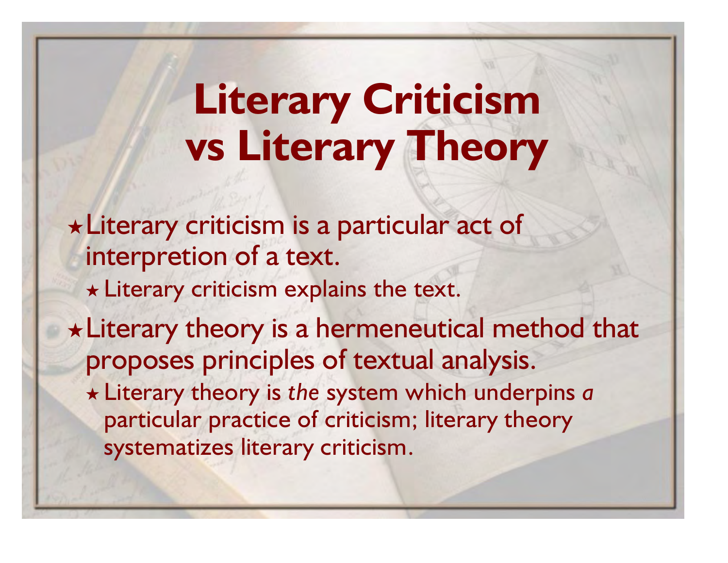# Literary Criticism vs Literary Theory

- Literary criticism is a particular act of interpretion of a text.
  - Literary criticism explains the text.
- Literary theory is a hermeneutical method that proposes principles of textual analysis.
  - Literary theory is *the* system which underpins *a* particular practice of criticism; literary theory systematizes literary criticism.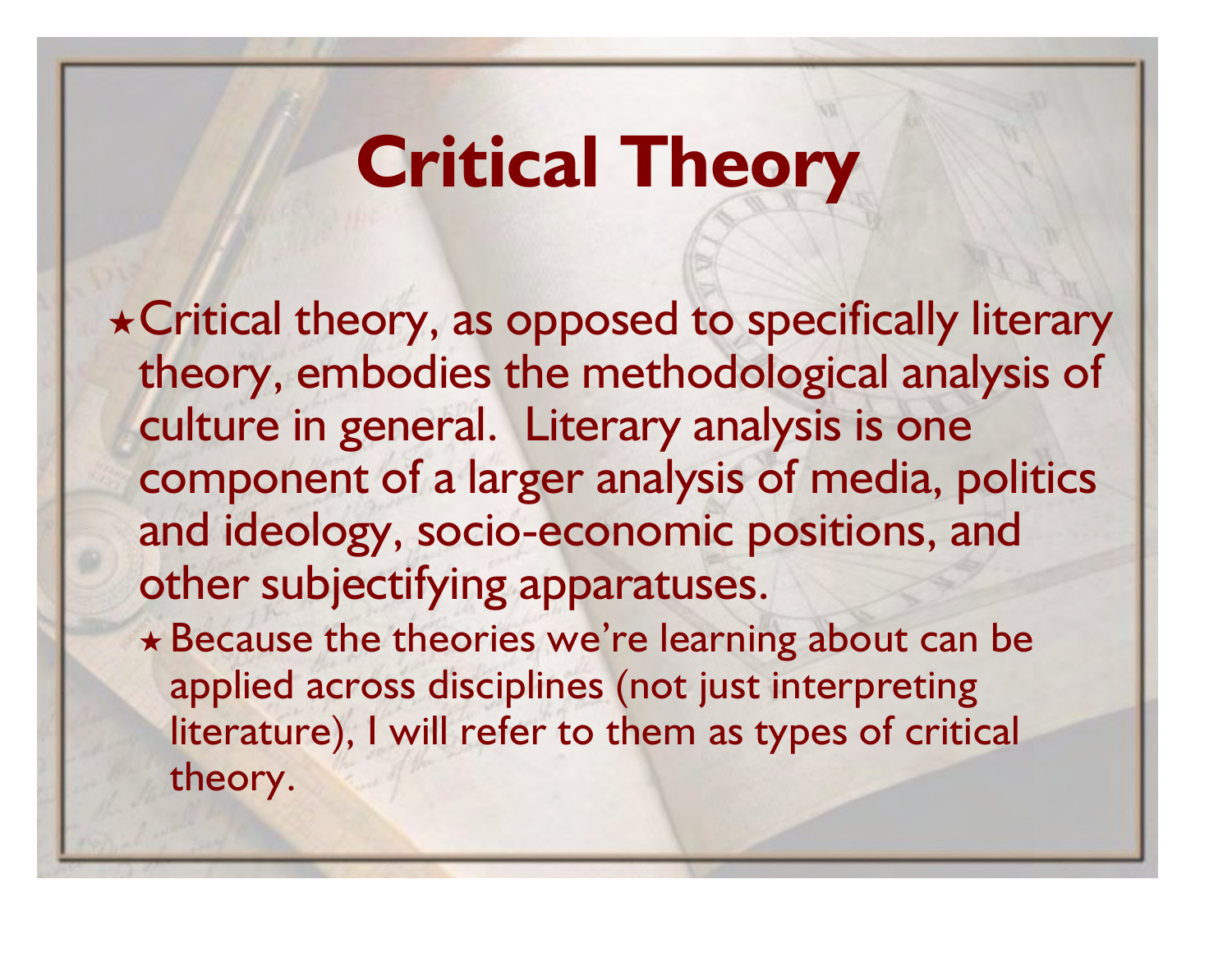# Critical Theory

- Critical theory, as opposed to specifically literary theory, embodies the methodological analysis of culture in general. Literary analysis is one component of a larger analysis of media, politics and ideology, socio-economic positions, and other subjectifying apparatuses.
  - Because the theories we're learning about can be applied across disciplines (not just interpreting literature), I will refer to them as types of critical theory.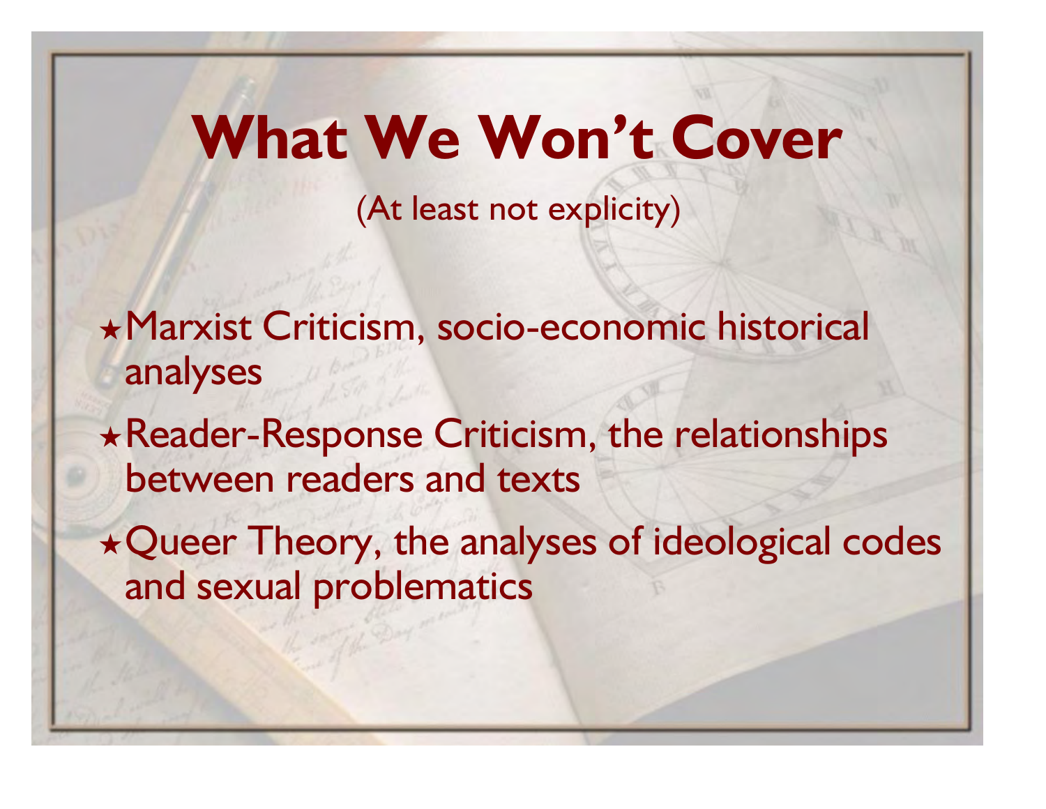# What We Won't Cover

(At least not explicity)

- Marxist Criticism, socio-economic historical analyses
- Reader-Response Criticism, the relationships between readers and texts
- Queer Theory, the analyses of ideological codes and sexual problematics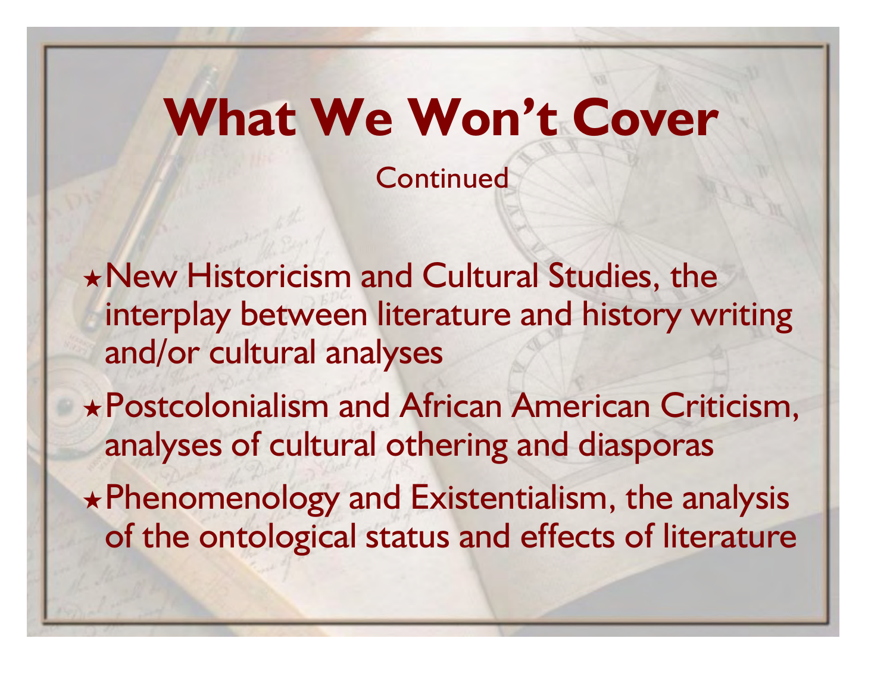# What We Won't Cover

Continued

- New Historicism and Cultural Studies, the interplay between literature and history writing and/or cultural analyses
- Postcolonialism and African American Criticism, analyses of cultural othering and diasporas
- Phenomenology and Existentialism, the analysis of the ontological status and effects of literature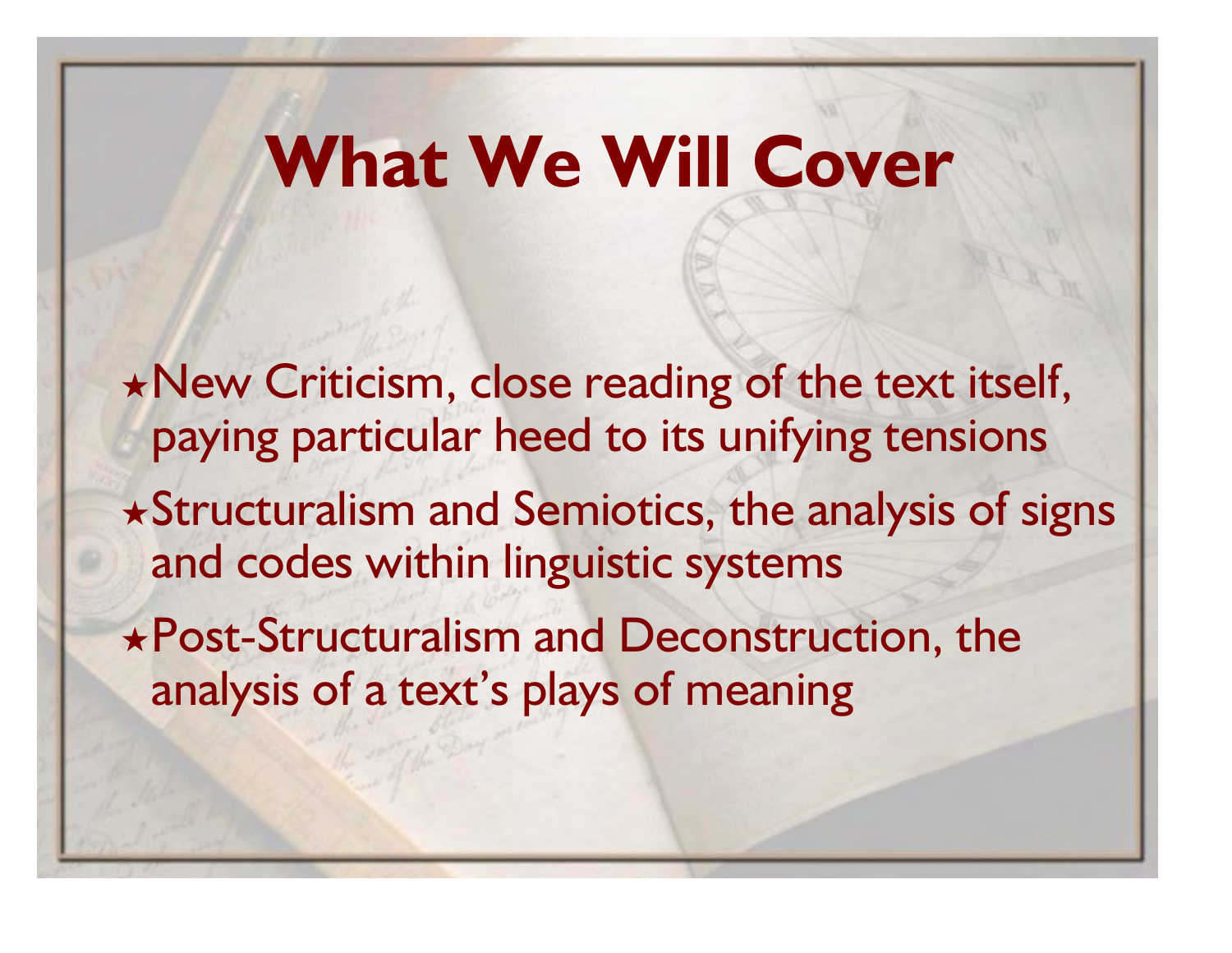# What We Will Cover

- New Criticism, close reading of the text itself, paying particular heed to its unifying tensions
- Structuralism and Semiotics, the analysis of signs and codes within linguistic systems
- Post-Structuralism and Deconstruction, the analysis of a text's plays of meaning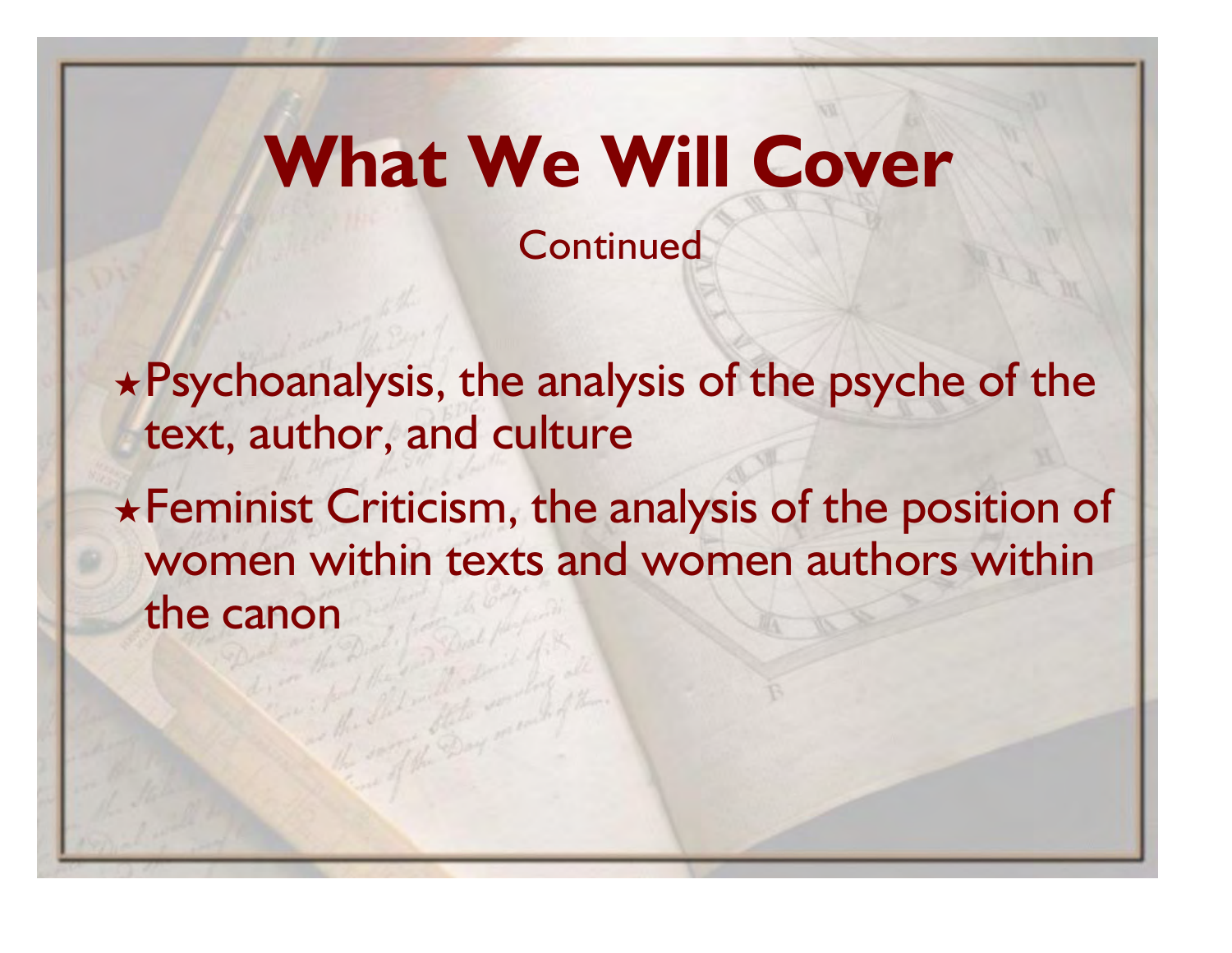# What We Will Cover

Continued

- Psychoanalysis, the analysis of the psyche of the text, author, and culture
- Feminist Criticism, the analysis of the position of women within texts and women authors within the canon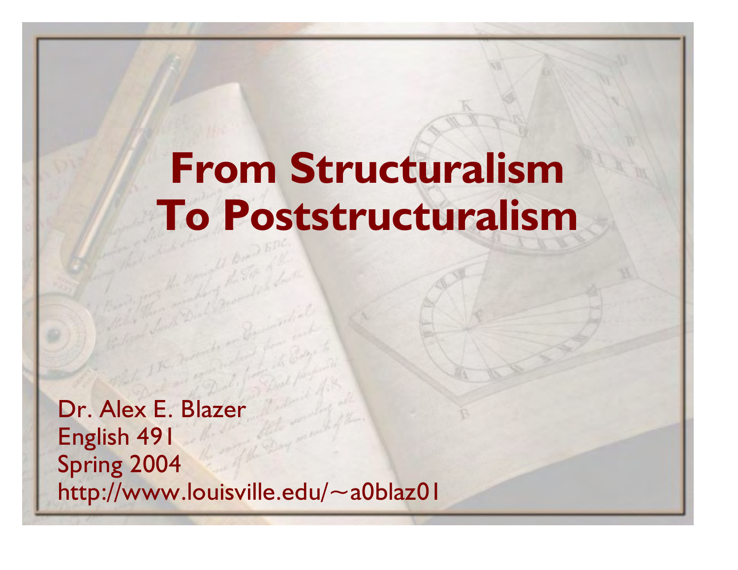# From Structuralism To Poststructuralism

Dr. Alex E. Blazer
English 491
Spring 2004
http://www.louisville.edu/~a0blaz01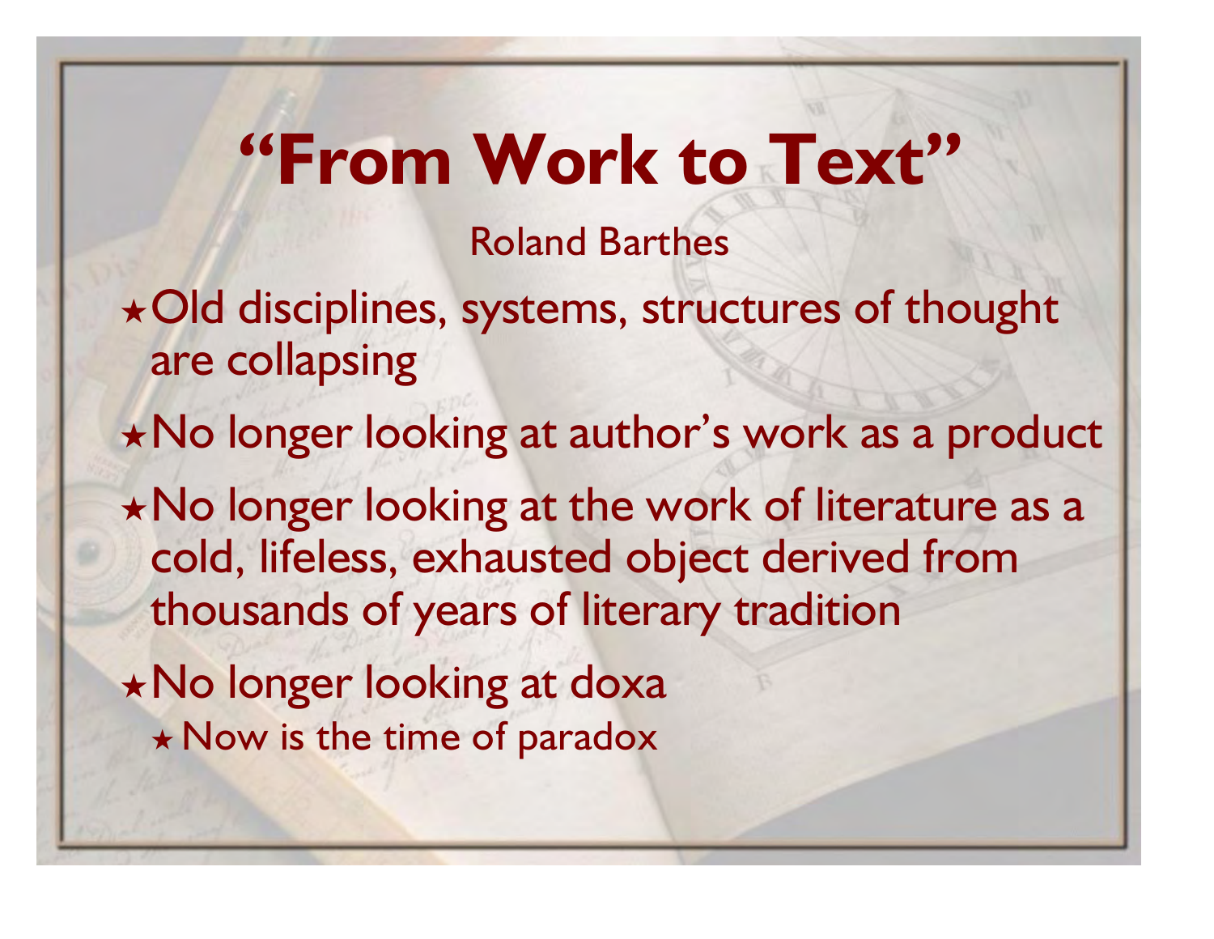# "From Work to Text"

Roland Barthes

- Old disciplines, systems, structures of thought are collapsing
- No longer looking at author's work as a product
- No longer looking at the work of literature as a cold, lifeless, exhausted object derived from thousands of years of literary tradition
- No longer looking at doxa
  - Now is the time of paradox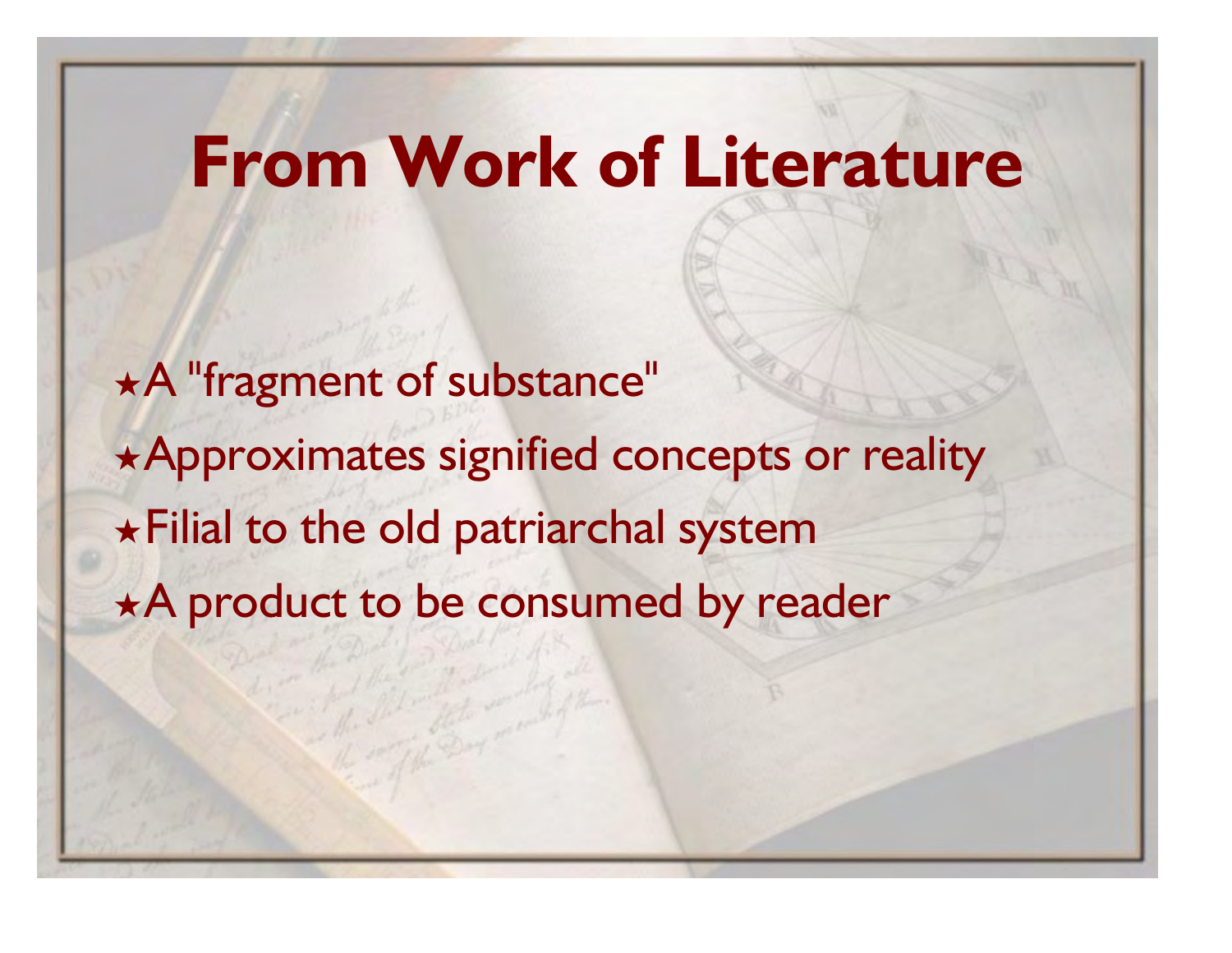# From Work of Literature

- A "fragment of substance"
- Approximates signified concepts or reality
- Filial to the old patriarchal system
- A product to be consumed by reader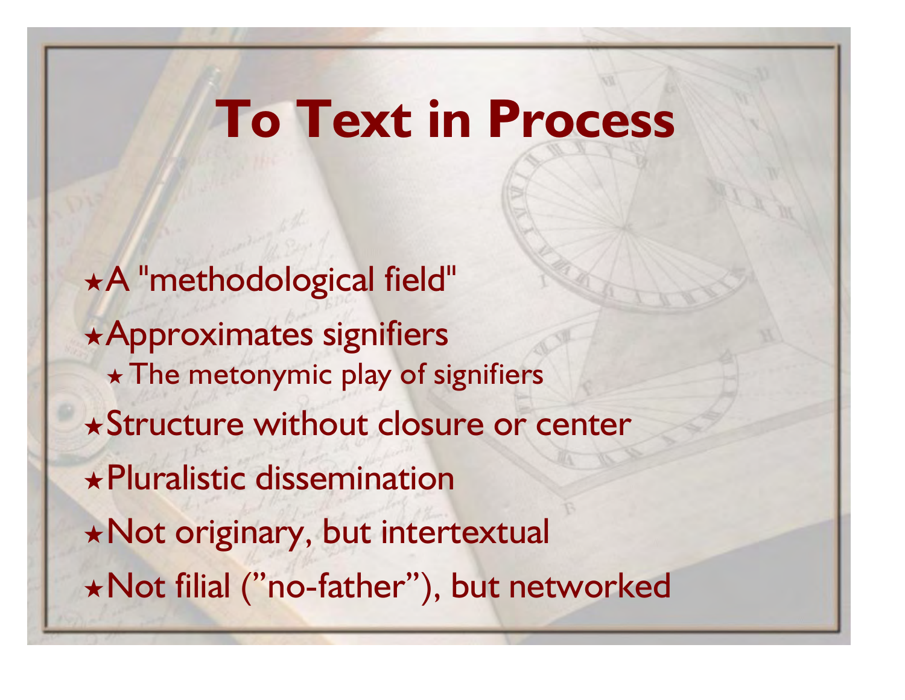# To Text in Process

- A "methodological field"
- Approximates signifiers
  - The metonymic play of signifiers
- Structure without closure or center
- Pluralistic dissemination
- Not originary, but intertextual
- Not filial ("no-father"), but networked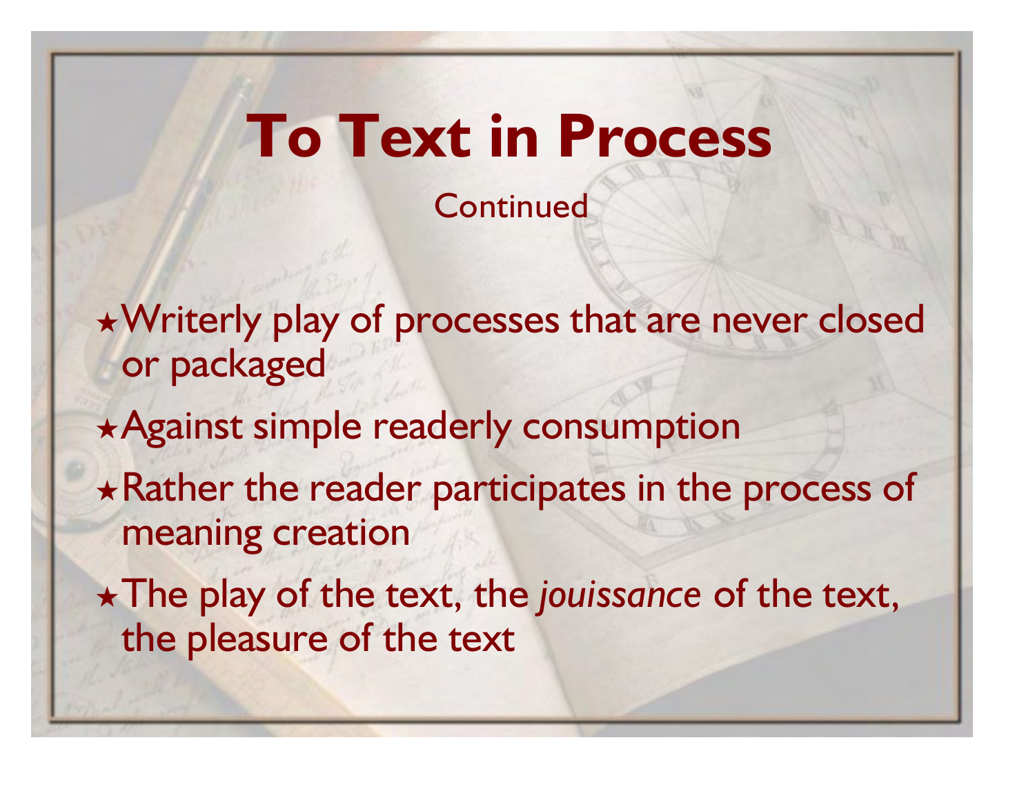# To Text in Process

Continued

- Writerly play of processes that are never closed or packaged
- Against simple readerly consumption
- Rather the reader participates in the process of meaning creation
- The play of the text, the *jouissance* of the text, the pleasure of the text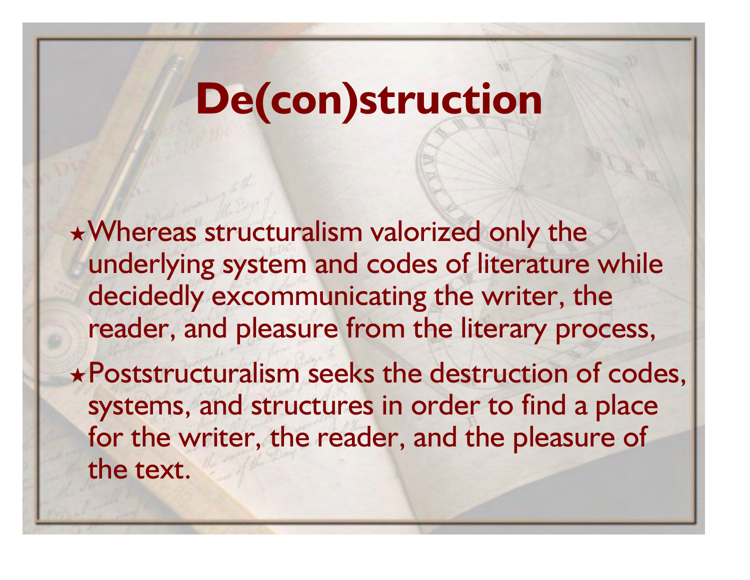# De(con)struction

- Whereas structuralism valorized only the underlying system and codes of literature while decidedly excommunicating the writer, the reader, and pleasure from the literary process,
- Poststructuralism seeks the destruction of codes, systems, and structures in order to find a place for the writer, the reader, and the pleasure of the text.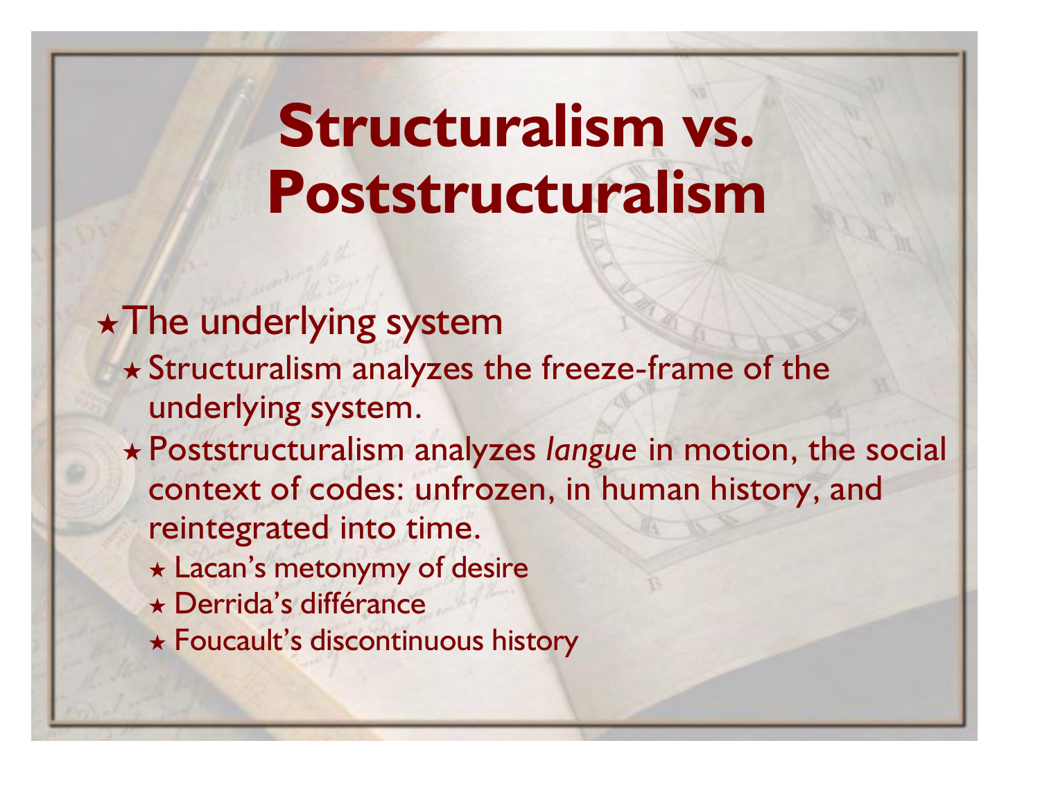# Structuralism vs. Poststructuralism

- The underlying system
  - Structuralism analyzes the freeze-frame of the underlying system.
  - Poststructuralism analyzes *langue* in motion, the social context of codes: unfrozen, in human history, and reintegrated into time.
    - Lacan's metonymy of desire
    - Derrida's différance
    - Foucault's discontinuous history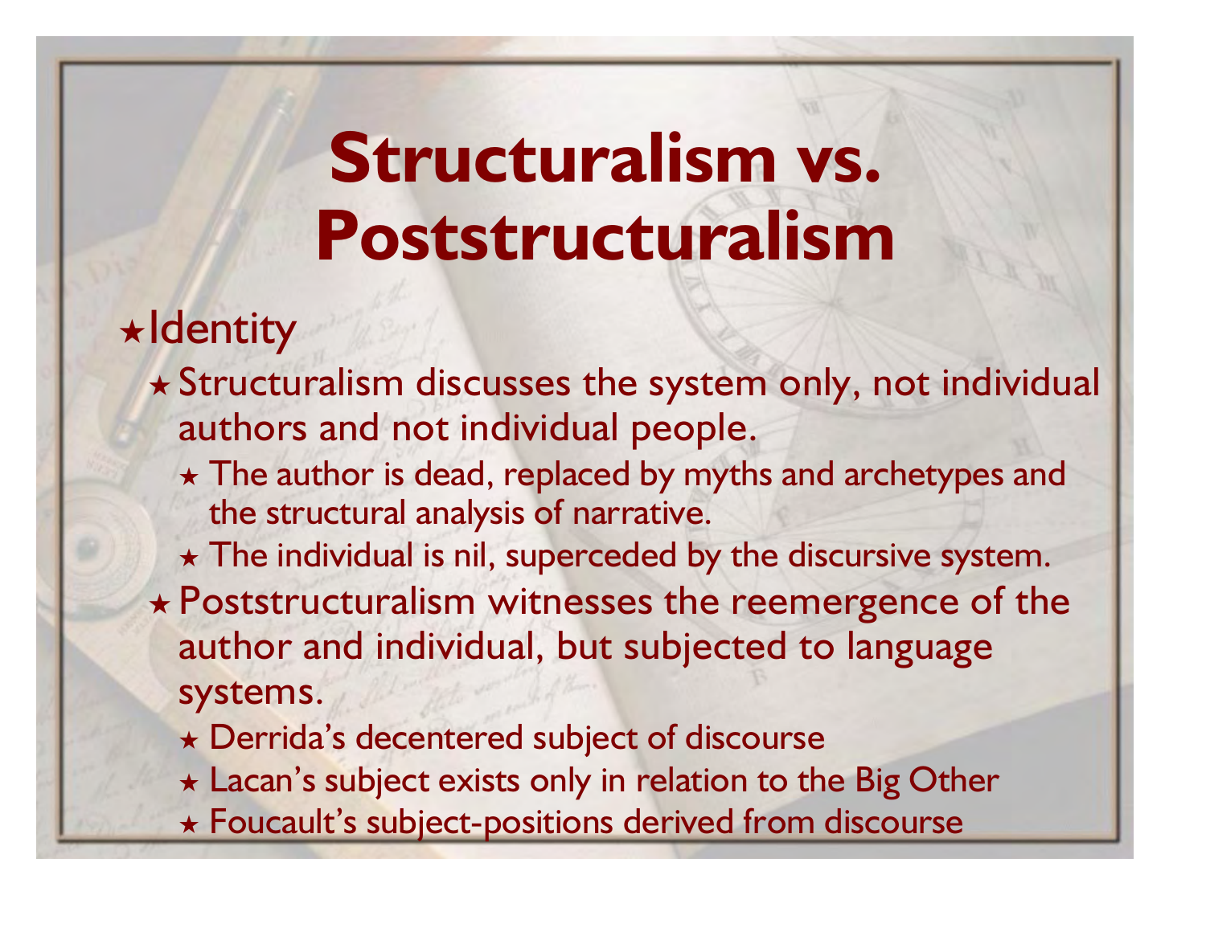# Structuralism vs. Poststructuralism

- Identity
  - Structuralism discusses the system only, not individual authors and not individual people.
    - The author is dead, replaced by myths and archetypes and the structural analysis of narrative.
    - The individual is nil, superceded by the discursive system.
  - Poststructuralism witnesses the reemergence of the author and individual, but subjected to language systems.
    - Derrida's decentered subject of discourse
    - Lacan's subject exists only in relation to the Big Other
    - Foucault's subject-positions derived from discourse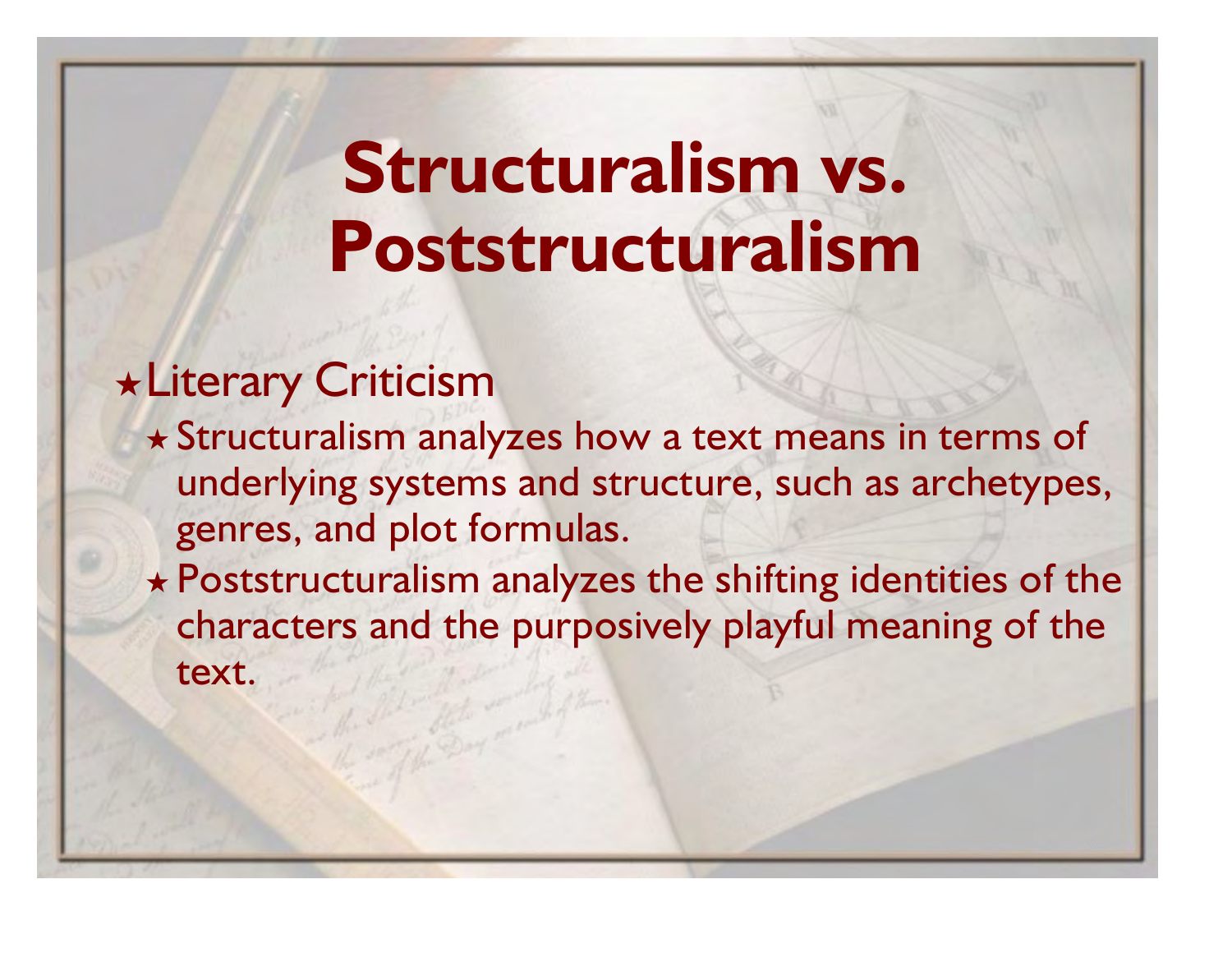# Structuralism vs. Poststructuralism

- Literary Criticism
  - Structuralism analyzes how a text means in terms of underlying systems and structure, such as archetypes, genres, and plot formulas.
  - Poststructuralism analyzes the shifting identities of the characters and the purposively playful meaning of the text.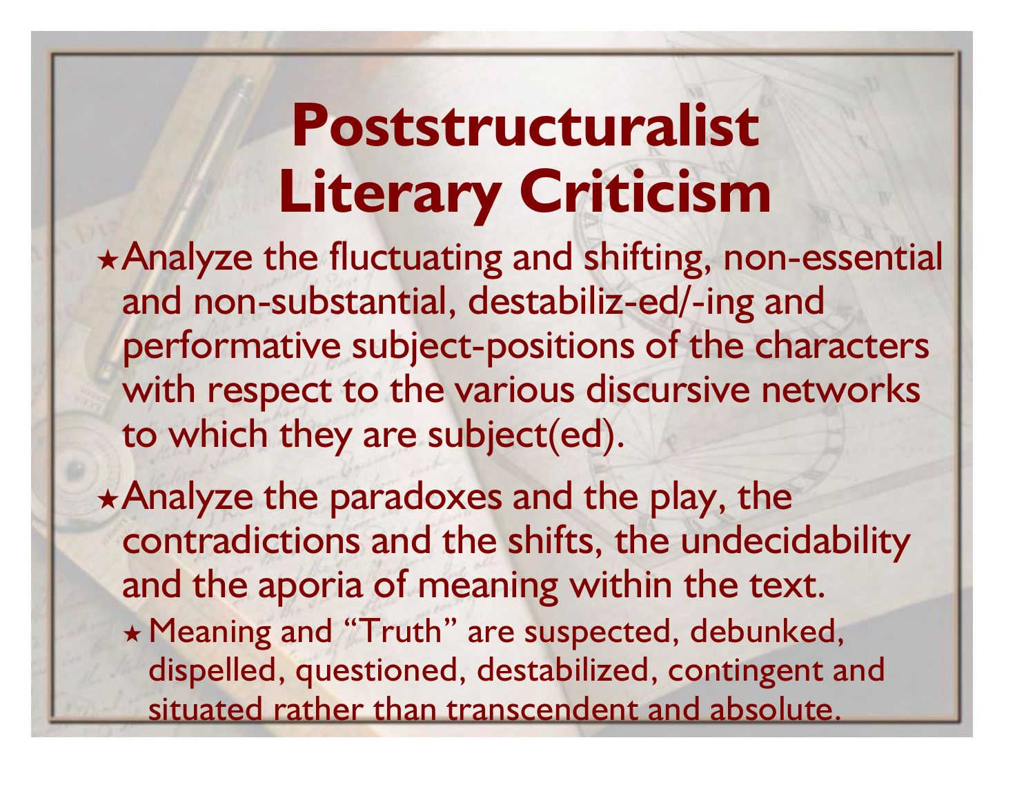# Poststructuralist Literary Criticism

- Analyze the fluctuating and shifting, non-essential and non-substantial, destabiliz-ed/-ing and performative subject-positions of the characters with respect to the various discursive networks to which they are subject(ed).
- Analyze the paradoxes and the play, the contradictions and the shifts, the undecidability and the aporia of meaning within the text.
  - Meaning and "Truth" are suspected, debunked, dispelled, questioned, destabilized, contingent and situated rather than transcendent and absolute.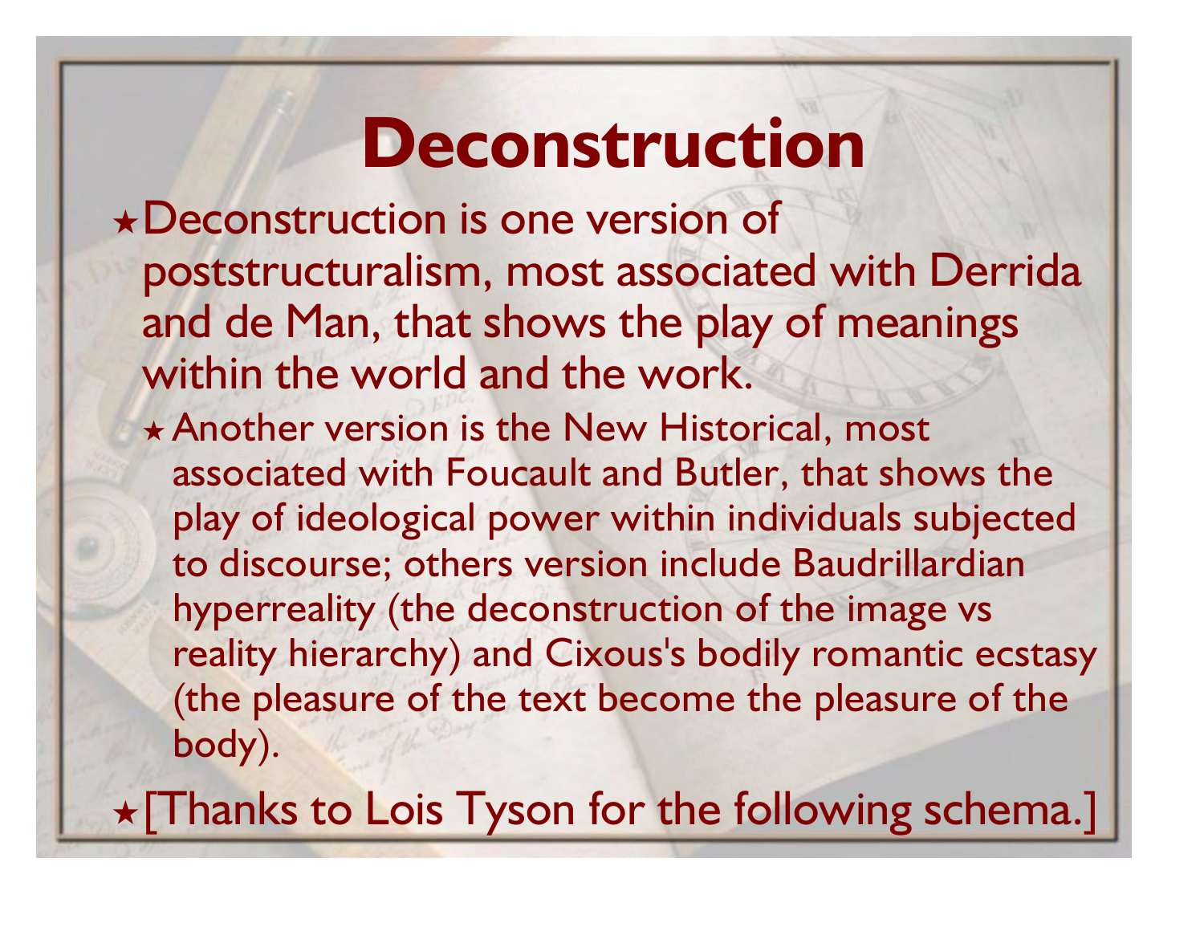# Deconstruction

- Deconstruction is one version of poststructuralism, most associated with Derrida and de Man, that shows the play of meanings within the world and the work.
  - Another version is the New Historical, most associated with Foucault and Butler, that shows the play of ideological power within individuals subjected to discourse; others version include Baudrillardian hyperreality (the deconstruction of the image vs reality hierarchy) and Cixous's bodily romantic ecstasy (the pleasure of the text become the pleasure of the body).
- [Thanks to Lois Tyson for the following schema.]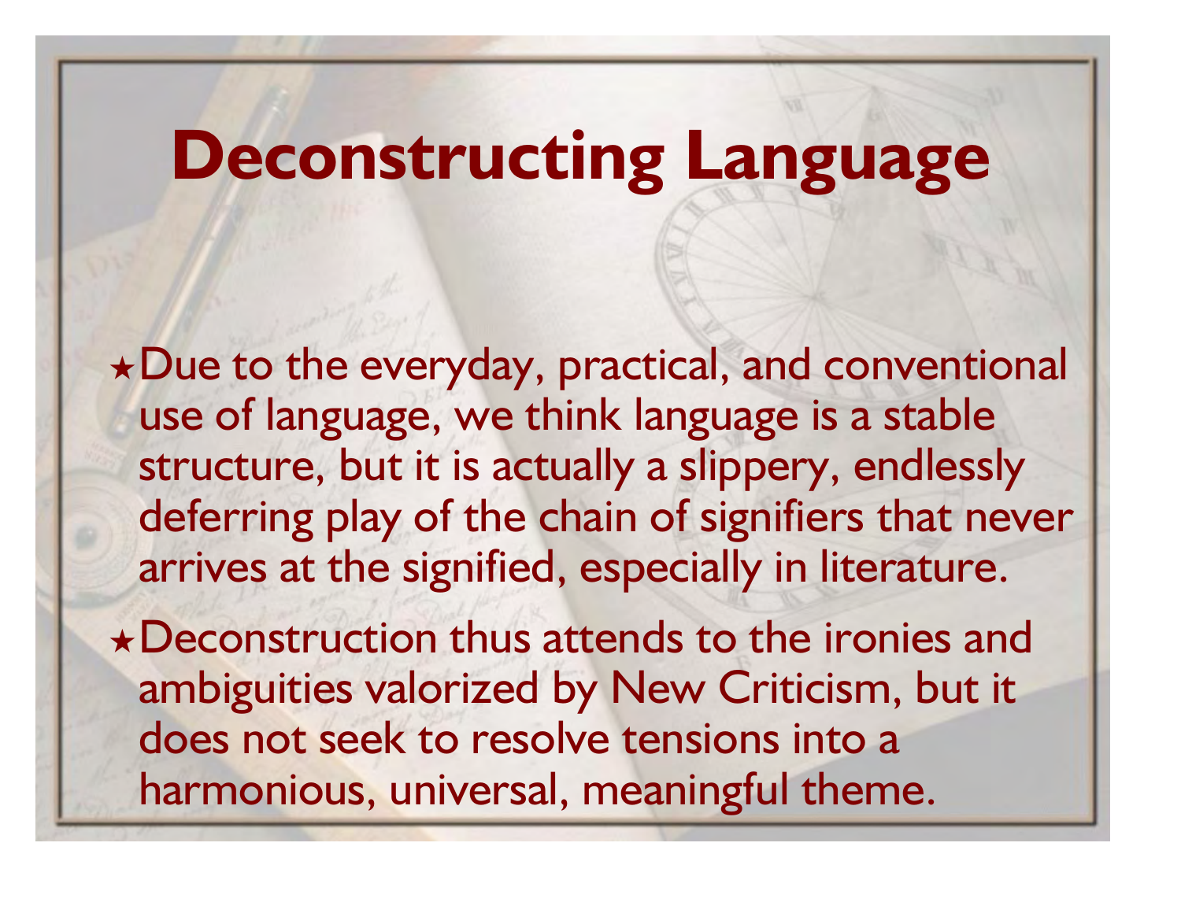# Deconstructing Language

- Due to the everyday, practical, and conventional use of language, we think language is a stable structure, but it is actually a slippery, endlessly deferring play of the chain of signifiers that never arrives at the signified, especially in literature.
- Deconstruction thus attends to the ironies and ambiguities valorized by New Criticism, but it does not seek to resolve tensions into a harmonious, universal, meaningful theme.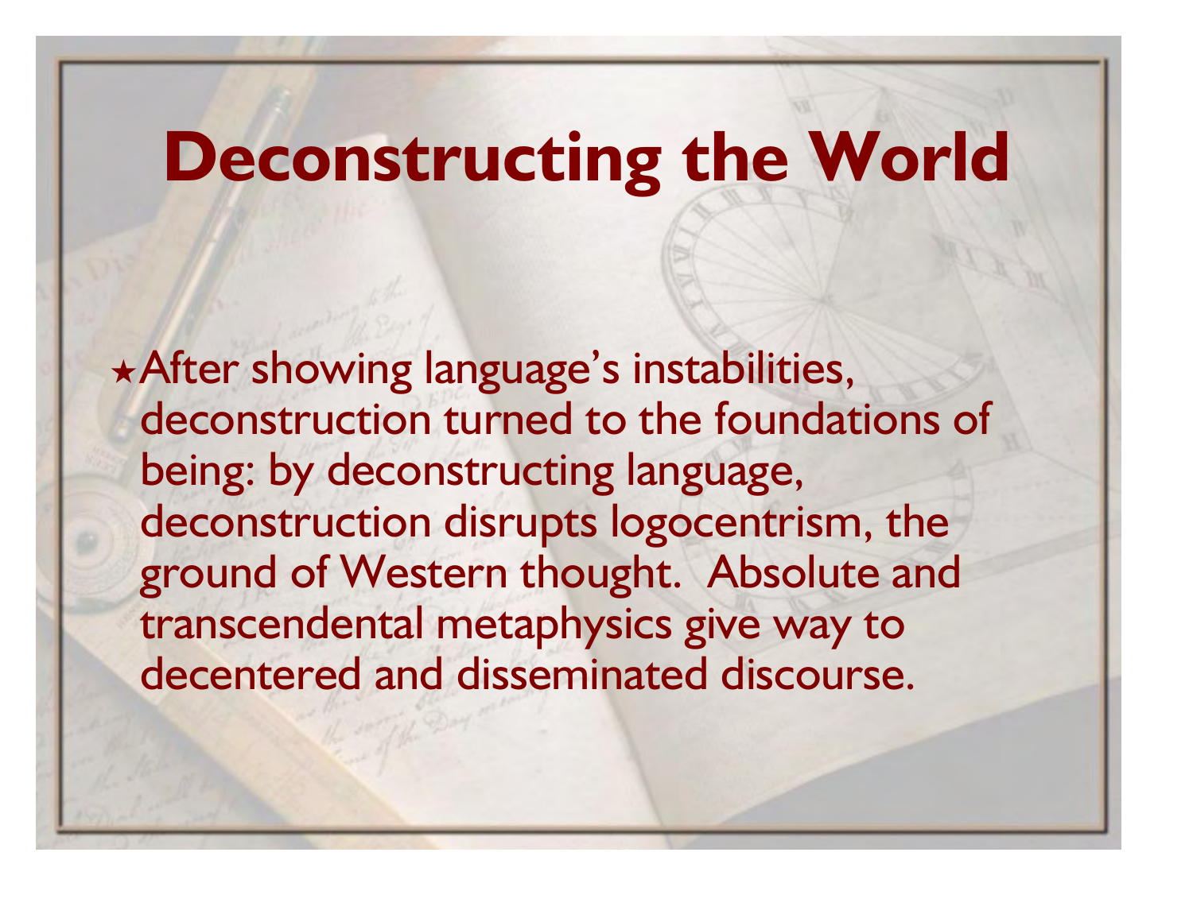# Deconstructing the World

- After showing language's instabilities, deconstruction turned to the foundations of being: by deconstructing language, deconstruction disrupts logocentrism, the ground of Western thought. Absolute and transcendental metaphysics give way to decentered and disseminated discourse.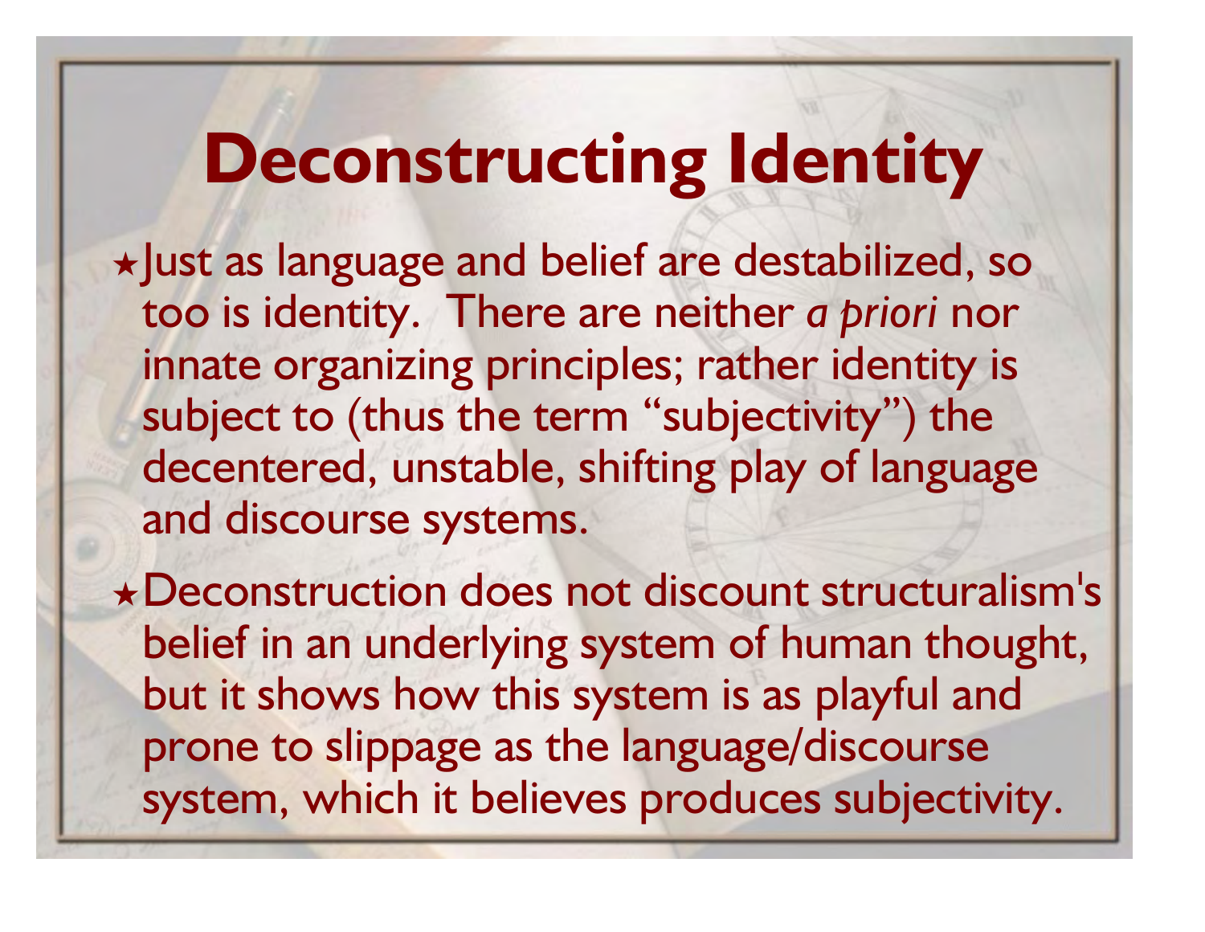# Deconstructing Identity

- Just as language and belief are destabilized, so too is identity. There are neither *a priori* nor innate organizing principles; rather identity is subject to (thus the term "subjectivity") the decentered, unstable, shifting play of language and discourse systems.
- Deconstruction does not discount structuralism's belief in an underlying system of human thought, but it shows how this system is as playful and prone to slippage as the language/discourse system, which it believes produces subjectivity.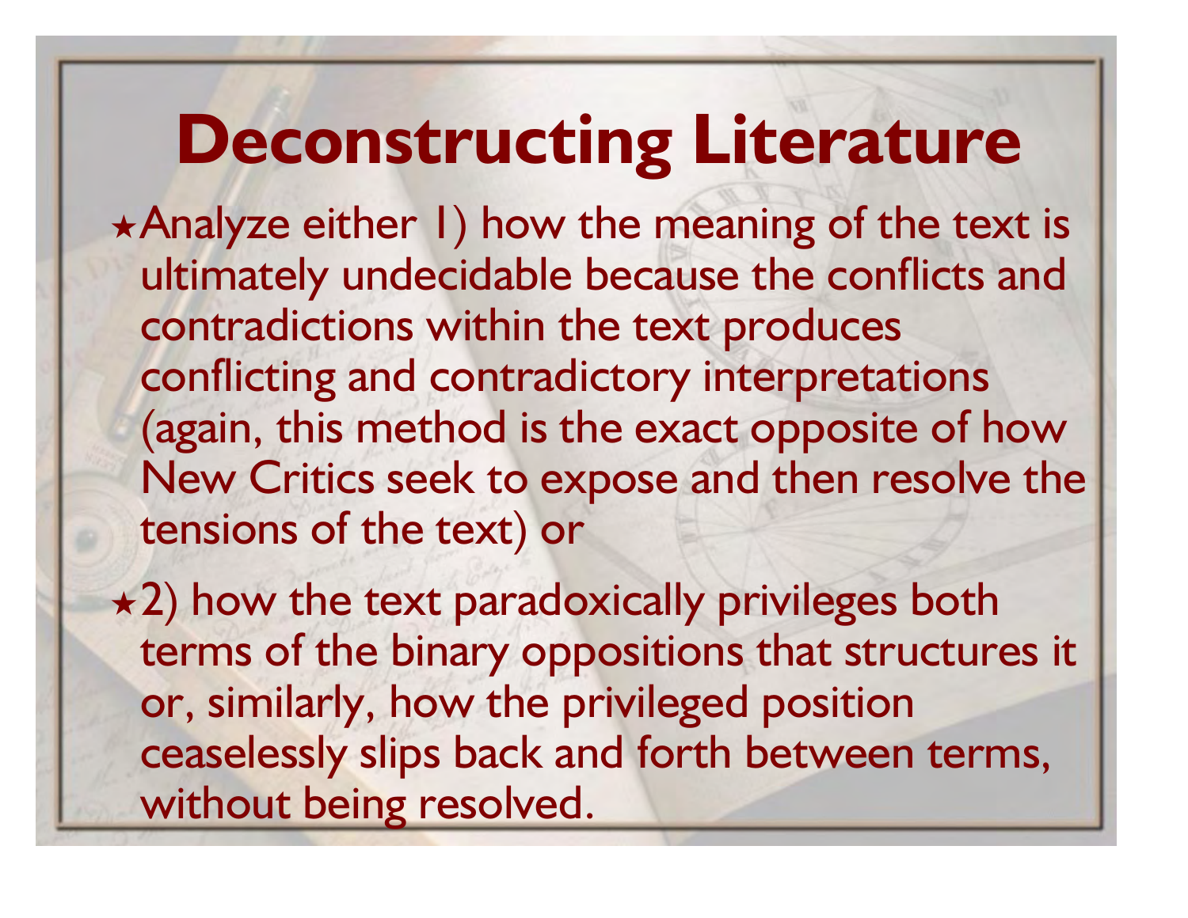# Deconstructing Literature

- Analyze either 1) how the meaning of the text is ultimately undecidable because the conflicts and contradictions within the text produces conflicting and contradictory interpretations (again, this method is the exact opposite of how New Critics seek to expose and then resolve the tensions of the text) or
- 2) how the text paradoxically privileges both terms of the binary oppositions that structures it or, similarly, how the privileged position ceaselessly slips back and forth between terms, without being resolved.